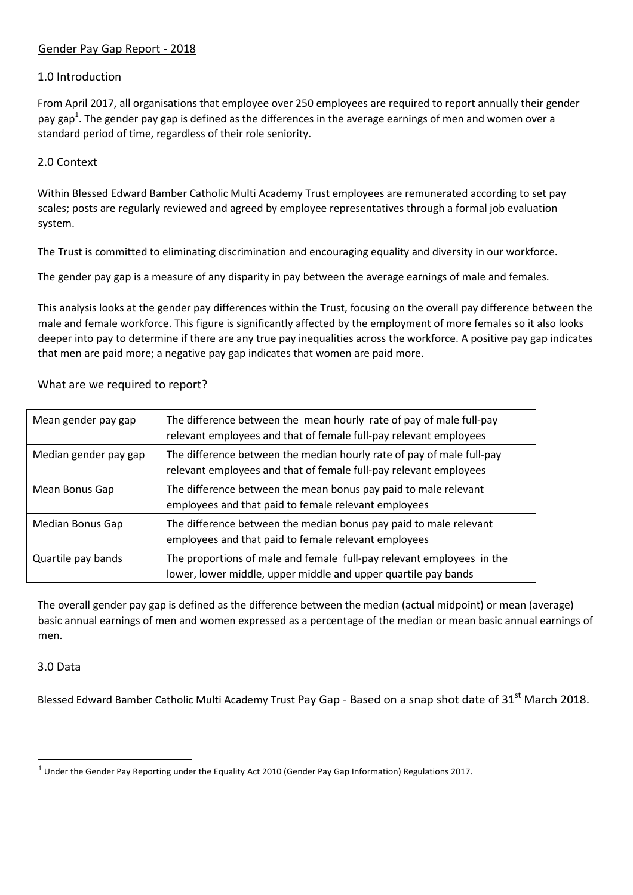# Gender Pay Gap Report - 2018

## 1.0 Introduction

From April 2017, all organisations that employee over 250 employees are required to report annually their gender pay gap[1]. The gender pay gap is defined as the differences in the average earnings of men and women over a standard period of time, regardless of their role seniority.

## 2.0 Context

Within Blessed Edward Bamber Catholic Multi Academy Trust employees are remunerated according to set pay scales; posts are regularly reviewed and agreed by employee representatives through a formal job evaluation system.

The Trust is committed to eliminating discrimination and encouraging equality and diversity in our workforce.

The gender pay gap is a measure of any disparity in pay between the average earnings of male and females.

This analysis looks at the gender pay differences within the Trust, focusing on the overall pay difference between the male and female workforce. This figure is significantly affected by the employment of more females so it also looks deeper into pay to determine if there are any true pay inequalities across the workforce. A positive pay gap indicates that men are paid more; a negative pay gap indicates that women are paid more.

### What are we required to report?

| | |
|---|---|
| Mean gender pay gap | The difference between the mean hourly rate of pay of male full-pay relevant employees and that of female full-pay relevant employees |
| Median gender pay gap | The difference between the median hourly rate of pay of male full-pay relevant employees and that of female full-pay relevant employees |
| Mean Bonus Gap | The difference between the mean bonus pay paid to male relevant employees and that paid to female relevant employees |
| Median Bonus Gap | The difference between the median bonus pay paid to male relevant employees and that paid to female relevant employees |
| Quartile pay bands | The proportions of male and female full-pay relevant employees in the lower, lower middle, upper middle and upper quartile pay bands |

The overall gender pay gap is defined as the difference between the median (actual midpoint) or mean (average) basic annual earnings of men and women expressed as a percentage of the median or mean basic annual earnings of men.

## 3.0 Data

Blessed Edward Bamber Catholic Multi Academy Trust Pay Gap - Based on a snap shot date of 31st March 2018.

---

[1] Under the Gender Pay Reporting under the Equality Act 2010 (Gender Pay Gap Information) Regulations 2017.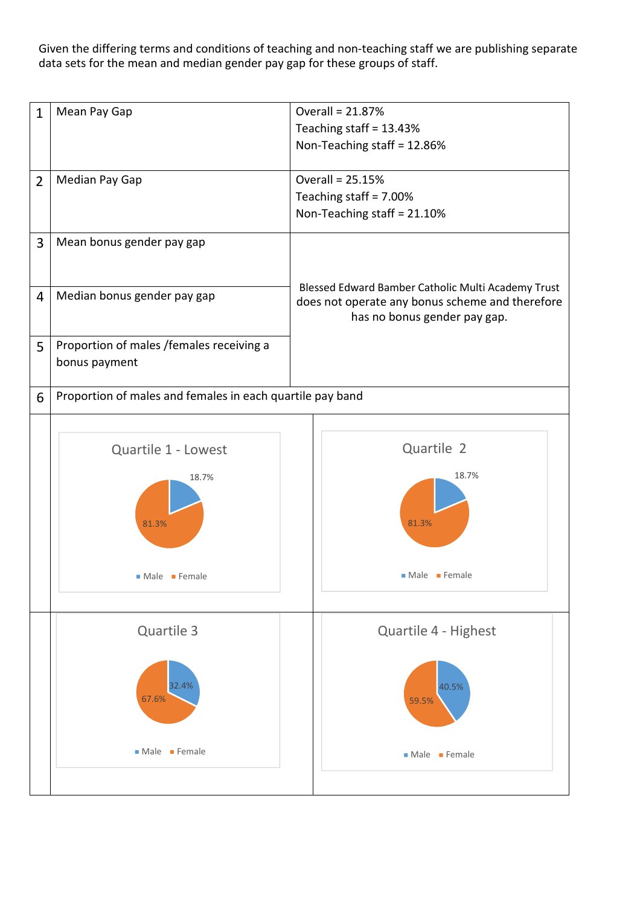Given the differing terms and conditions of teaching and non-teaching staff we are publishing separate data sets for the mean and median gender pay gap for these groups of staff.

| | | |
|---|---|---|
| 1 | Mean Pay Gap | Overall = 21.87%<br>Teaching staff = 13.43%<br>Non-Teaching staff = 12.86% |
| 2 | Median Pay Gap | Overall = 25.15%<br>Teaching staff = 7.00%<br>Non-Teaching staff = 21.10% |
| 3 | Mean bonus gender pay gap | Blessed Edward Bamber Catholic Multi Academy Trust does not operate any bonus scheme and therefore has no bonus gender pay gap. |
| 4 | Median bonus gender pay gap | |
| 5 | Proportion of males /females receiving a bonus payment | |
| 6 | Proportion of males and females in each quartile pay band | |

**Quartile 1 - Lowest**

| | |
|---|---|
| Male | 18.7% |
| Female | 81.3% |

**Quartile 2**

| | |
|---|---|
| Male | 18.7% |
| Female | 81.3% |

**Quartile 3**

| | |
|---|---|
| Male | 32.4% |
| Female | 67.6% |

**Quartile 4 - Highest**

| | |
|---|---|
| Male | 40.5% |
| Female | 59.5% |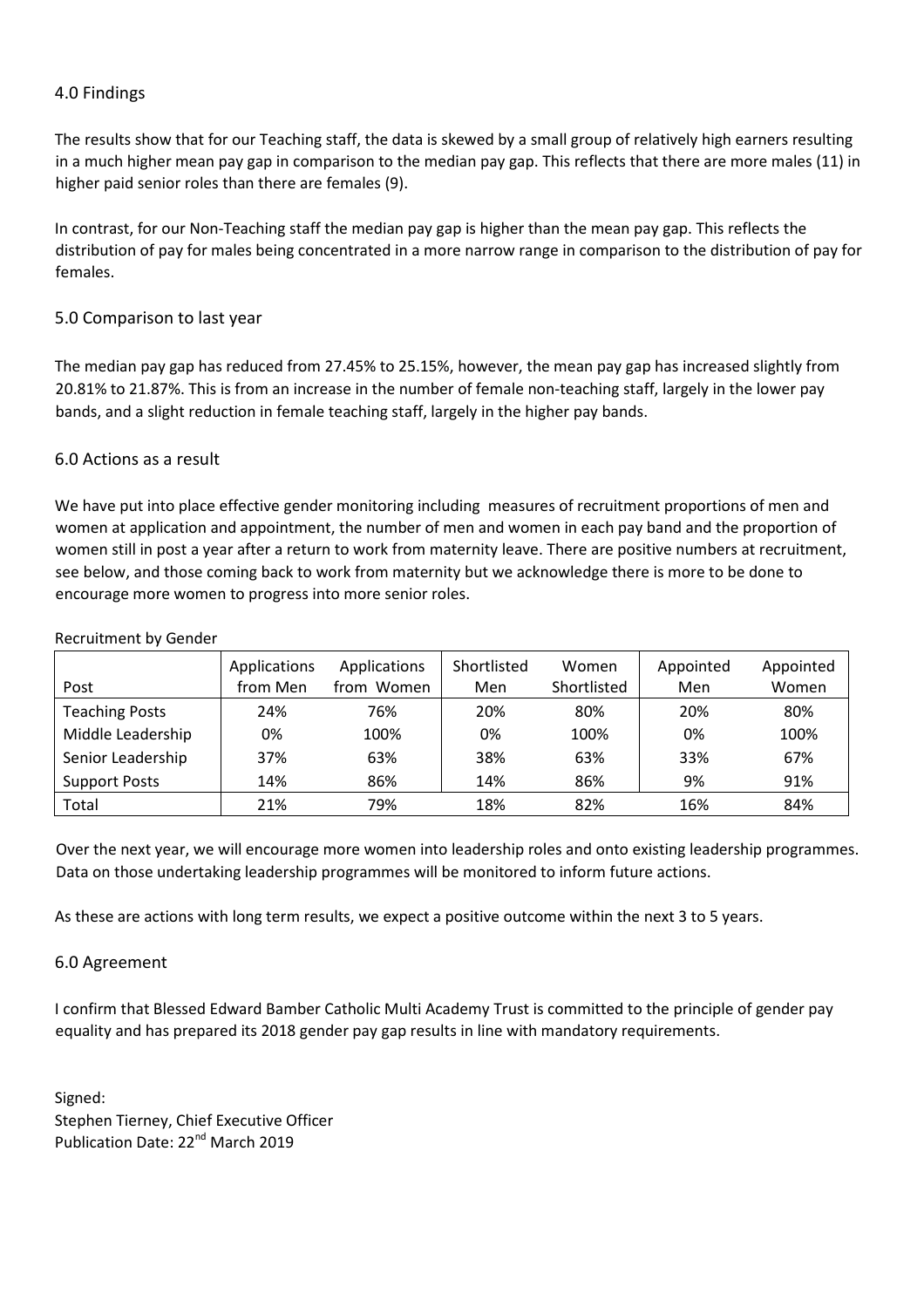## 4.0 Findings

The results show that for our Teaching staff, the data is skewed by a small group of relatively high earners resulting in a much higher mean pay gap in comparison to the median pay gap. This reflects that there are more males (11) in higher paid senior roles than there are females (9).

In contrast, for our Non-Teaching staff the median pay gap is higher than the mean pay gap. This reflects the distribution of pay for males being concentrated in a more narrow range in comparison to the distribution of pay for females.

## 5.0 Comparison to last year

The median pay gap has reduced from 27.45% to 25.15%, however, the mean pay gap has increased slightly from 20.81% to 21.87%. This is from an increase in the number of female non-teaching staff, largely in the lower pay bands, and a slight reduction in female teaching staff, largely in the higher pay bands.

## 6.0 Actions as a result

We have put into place effective gender monitoring including measures of recruitment proportions of men and women at application and appointment, the number of men and women in each pay band and the proportion of women still in post a year after a return to work from maternity leave. There are positive numbers at recruitment, see below, and those coming back to work from maternity but we acknowledge there is more to be done to encourage more women to progress into more senior roles.

Recruitment by Gender

| Post | Applications from Men | Applications from Women | Shortlisted Men | Women Shortlisted | Appointed Men | Appointed Women |
|---|---|---|---|---|---|---|
| Teaching Posts | 24% | 76% | 20% | 80% | 20% | 80% |
| Middle Leadership | 0% | 100% | 0% | 100% | 0% | 100% |
| Senior Leadership | 37% | 63% | 38% | 63% | 33% | 67% |
| Support Posts | 14% | 86% | 14% | 86% | 9% | 91% |
| Total | 21% | 79% | 18% | 82% | 16% | 84% |

Over the next year, we will encourage more women into leadership roles and onto existing leadership programmes. Data on those undertaking leadership programmes will be monitored to inform future actions.

As these are actions with long term results, we expect a positive outcome within the next 3 to 5 years.

## 6.0 Agreement

I confirm that Blessed Edward Bamber Catholic Multi Academy Trust is committed to the principle of gender pay equality and has prepared its 2018 gender pay gap results in line with mandatory requirements.

Signed:
Stephen Tierney, Chief Executive Officer
Publication Date: 22nd March 2019